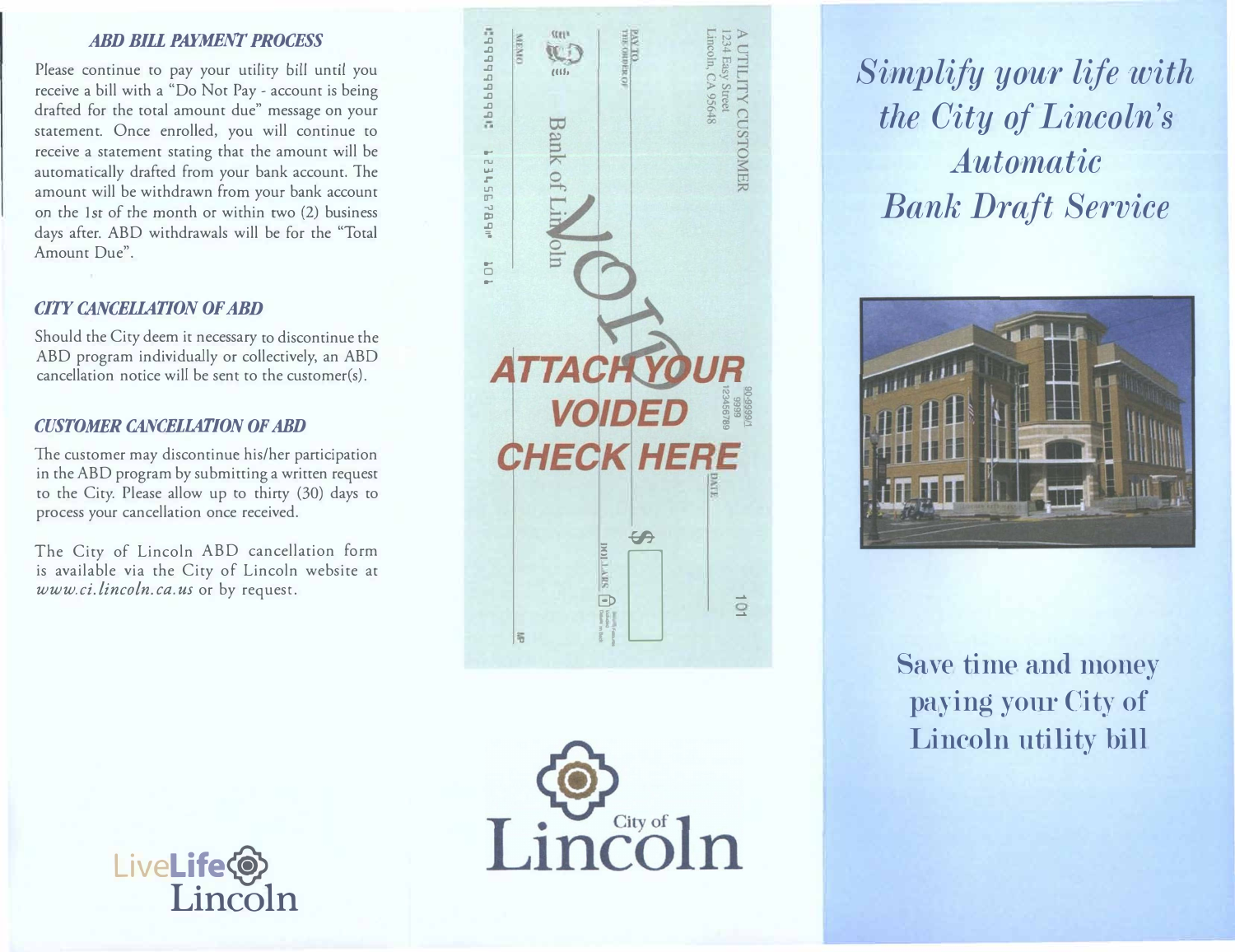### *ABD BILL PAYMENT PROCESS*

Please continue to pay your utility bill until you receive a bill with a "Do Not Pay - account is being drafted for the total amount due" message on your statement. Once enrolled, you will continue to receive a statement stating that the amount will be automatically drafted from your bank account. The amount will be withdrawn from your bank account on the 1st of the month or within two (2) business days after. ABD withdrawals will be for the "Total Amount Due".

### *CITY CANCELLATION OF ABD*

Should the City deem it necessary to discontinue the ABD program individually or collectively, an ABD cancellation notice will be sent to the customer(s).

### *CUSTOMER CANCELLATION OF ABD*

The customer may discontinue his/her participation in the ABD program by submitting a written request to the City. Please allow up to thirty (30) days to process your cancellation once received.

The City of Lincoln ABD cancellation form is available via the City of Lincoln website at *www.ci.lincoln.ca.us* or by request.

LiveLife Lincoln

A UTILITY CUSTOMER
1234 Easy Street
Lincoln, CA 95648

101

90-9999/1
9999
123456789

DATE

PAY TO THE ORDER OF

$

DOLLARS

Bank of Lincoln

MEMO

VOID

⑆999999999⑆ 123456789⑈ 101

**ATTACH YOUR VOIDED CHECK HERE**

City of Lincoln

# *Simplify your life with the City of Lincoln's Automatic Bank Draft Service*

**Save time and money paying your City of Lincoln utility bill**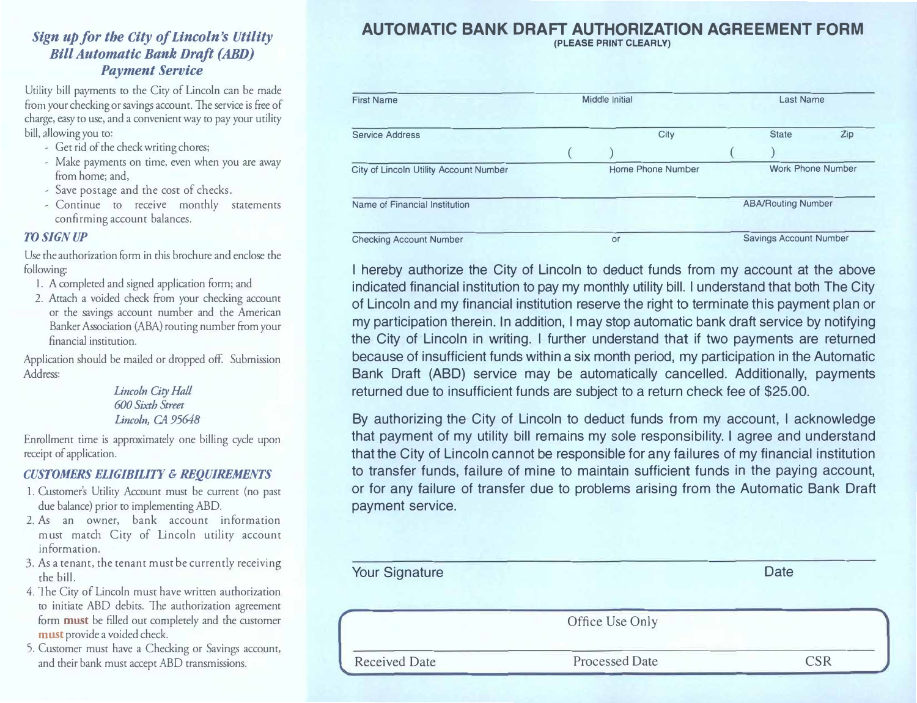## *Sign up for the City of Lincoln's Utility Bill Automatic Bank Draft (ABD) Payment Service*

Utility bill payments to the City of Lincoln can be made from your checking or savings account. The service is free of charge, easy to use, and a convenient way to pay your utility bill, allowing you to:

- Get rid of the check writing chores;
- Make payments on time, even when you are away from home; and,
- Save postage and the cost of checks.
- Continue to receive monthly statements confirming account balances.

### *TO SIGN UP*

Use the authorization form in this brochure and enclose the following:

1. A completed and signed application form; and
2. Attach a voided check from your checking account or the savings account number and the American Banker Association (ABA) routing number from your financial institution.

Application should be mailed or dropped off. Submission Address:

*Lincoln City Hall*
*600 Sixth Street*
*Lincoln, CA 95648*

Enrollment time is approximately one billing cycle upon receipt of application.

### *CUSTOMERS ELIGIBILITY & REQUIREMENTS*

1. Customer's Utility Account must be current (no past due balance) prior to implementing ABD.
2. As an owner, bank account information must match City of Lincoln utility account information.
3. As a tenant, the tenant must be currently receiving the bill.
4. The City of Lincoln must have written authorization to initiate ABD debits. The authorization agreement form **must** be filled out completely and the customer **must** provide a voided check.
5. Customer must have a Checking or Savings account, and their bank must accept ABD transmissions.

# AUTOMATIC BANK DRAFT AUTHORIZATION AGREEMENT FORM

**(PLEASE PRINT CLEARLY)**

First Name ____________ Middle Initial ____________ Last Name ____________

Service Address ____________ City ____________ State ____________ Zip ____________

City of Lincoln Utility Account Number ____________ Home Phone Number ( ) ____________ Work Phone Number ( ) ____________

Name of Financial Institution ____________ ABA/Routing Number ____________

Checking Account Number ____________ or Savings Account Number ____________

I hereby authorize the City of Lincoln to deduct funds from my account at the above indicated financial institution to pay my monthly utility bill. I understand that both The City of Lincoln and my financial institution reserve the right to terminate this payment plan or my participation therein. In addition, I may stop automatic bank draft service by notifying the City of Lincoln in writing. I further understand that if two payments are returned because of insufficient funds within a six month period, my participation in the Automatic Bank Draft (ABD) service may be automatically cancelled. Additionally, payments returned due to insufficient funds are subject to a return check fee of $25.00.

By authorizing the City of Lincoln to deduct funds from my account, I acknowledge that payment of my utility bill remains my sole responsibility. I agree and understand that the City of Lincoln cannot be responsible for any failures of my financial institution to transfer funds, failure of mine to maintain sufficient funds in the paying account, or for any failure of transfer due to problems arising from the Automatic Bank Draft payment service.

Your Signature ____________ Date ____________

**Office Use Only**

Received Date ____________ Processed Date ____________ CSR ____________